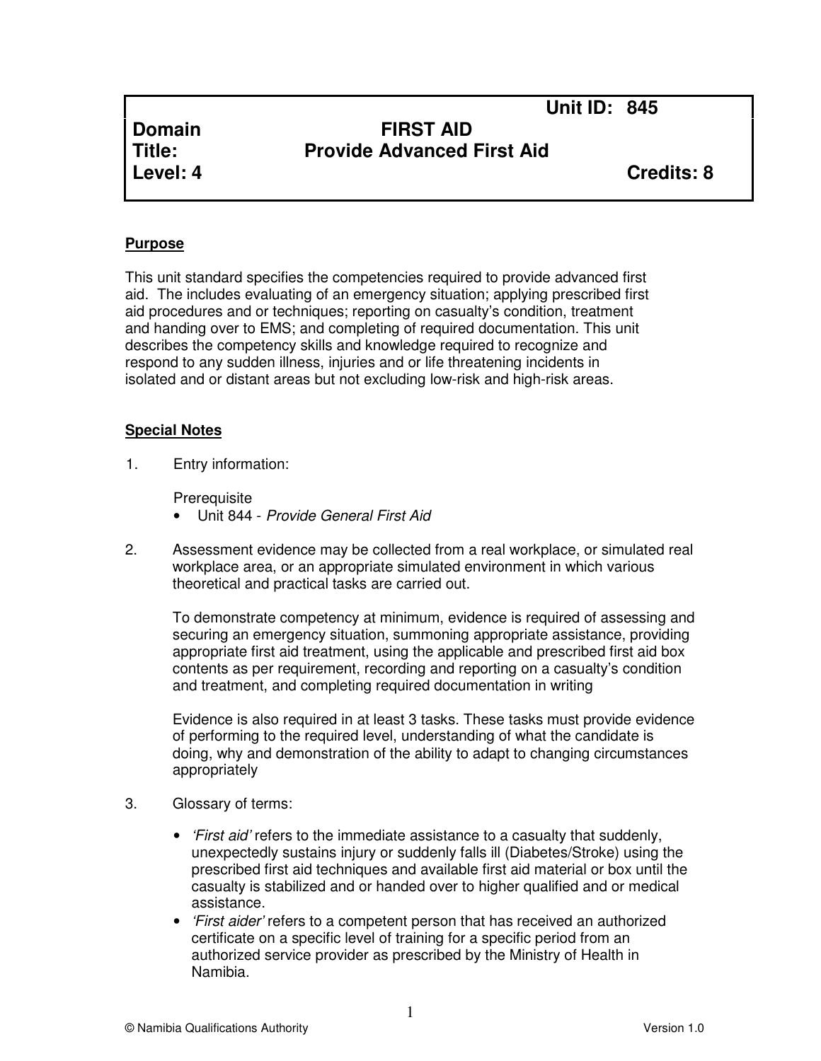| | | |
|---|---|---|
| | | **Unit ID: 845** |
| **Domain** | **FIRST AID** | |
| **Title:** | **Provide Advanced First Aid** | |
| **Level: 4** | | **Credits: 8** |

**Purpose**

This unit standard specifies the competencies required to provide advanced first aid. The includes evaluating of an emergency situation; applying prescribed first aid procedures and or techniques; reporting on casualty's condition, treatment and handing over to EMS; and completing of required documentation. This unit describes the competency skills and knowledge required to recognize and respond to any sudden illness, injuries and or life threatening incidents in isolated and or distant areas but not excluding low-risk and high-risk areas.

**Special Notes**

1. Entry information:

   Prerequisite
   - Unit 844 - *Provide General First Aid*

2. Assessment evidence may be collected from a real workplace, or simulated real workplace area, or an appropriate simulated environment in which various theoretical and practical tasks are carried out.

   To demonstrate competency at minimum, evidence is required of assessing and securing an emergency situation, summoning appropriate assistance, providing appropriate first aid treatment, using the applicable and prescribed first aid box contents as per requirement, recording and reporting on a casualty's condition and treatment, and completing required documentation in writing

   Evidence is also required in at least 3 tasks. These tasks must provide evidence of performing to the required level, understanding of what the candidate is doing, why and demonstration of the ability to adapt to changing circumstances appropriately

3. Glossary of terms:

   - *'First aid'* refers to the immediate assistance to a casualty that suddenly, unexpectedly sustains injury or suddenly falls ill (Diabetes/Stroke) using the prescribed first aid techniques and available first aid material or box until the casualty is stabilized and or handed over to higher qualified and or medical assistance.
   - *'First aider'* refers to a competent person that has received an authorized certificate on a specific level of training for a specific period from an authorized service provider as prescribed by the Ministry of Health in Namibia.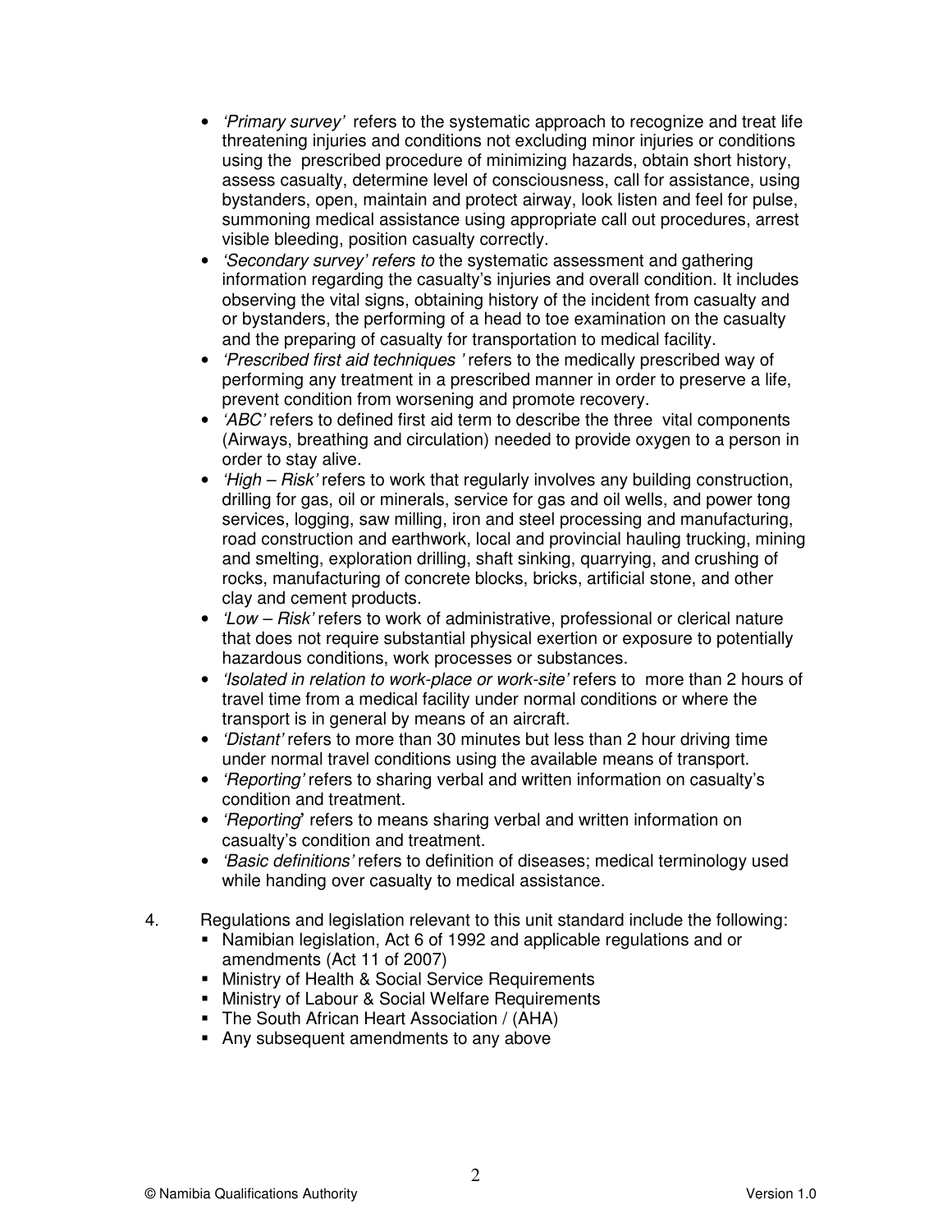- *'Primary survey'* refers to the systematic approach to recognize and treat life threatening injuries and conditions not excluding minor injuries or conditions using the prescribed procedure of minimizing hazards, obtain short history, assess casualty, determine level of consciousness, call for assistance, using bystanders, open, maintain and protect airway, look listen and feel for pulse, summoning medical assistance using appropriate call out procedures, arrest visible bleeding, position casualty correctly.
- *'Secondary survey' refers to* the systematic assessment and gathering information regarding the casualty's injuries and overall condition. It includes observing the vital signs, obtaining history of the incident from casualty and or bystanders, the performing of a head to toe examination on the casualty and the preparing of casualty for transportation to medical facility.
- *'Prescribed first aid techniques '* refers to the medically prescribed way of performing any treatment in a prescribed manner in order to preserve a life, prevent condition from worsening and promote recovery.
- *'ABC'* refers to defined first aid term to describe the three vital components (Airways, breathing and circulation) needed to provide oxygen to a person in order to stay alive.
- *'High – Risk'* refers to work that regularly involves any building construction, drilling for gas, oil or minerals, service for gas and oil wells, and power tong services, logging, saw milling, iron and steel processing and manufacturing, road construction and earthwork, local and provincial hauling trucking, mining and smelting, exploration drilling, shaft sinking, quarrying, and crushing of rocks, manufacturing of concrete blocks, bricks, artificial stone, and other clay and cement products.
- *'Low – Risk'* refers to work of administrative, professional or clerical nature that does not require substantial physical exertion or exposure to potentially hazardous conditions, work processes or substances.
- *'Isolated in relation to work-place or work-site'* refers to more than 2 hours of travel time from a medical facility under normal conditions or where the transport is in general by means of an aircraft.
- *'Distant'* refers to more than 30 minutes but less than 2 hour driving time under normal travel conditions using the available means of transport.
- *'Reporting'* refers to sharing verbal and written information on casualty's condition and treatment.
- *'Reporting***'** refers to means sharing verbal and written information on casualty's condition and treatment.
- *'Basic definitions'* refers to definition of diseases; medical terminology used while handing over casualty to medical assistance.

4. Regulations and legislation relevant to this unit standard include the following:
   - Namibian legislation, Act 6 of 1992 and applicable regulations and or amendments (Act 11 of 2007)
   - Ministry of Health & Social Service Requirements
   - Ministry of Labour & Social Welfare Requirements
   - The South African Heart Association / (AHA)
   - Any subsequent amendments to any above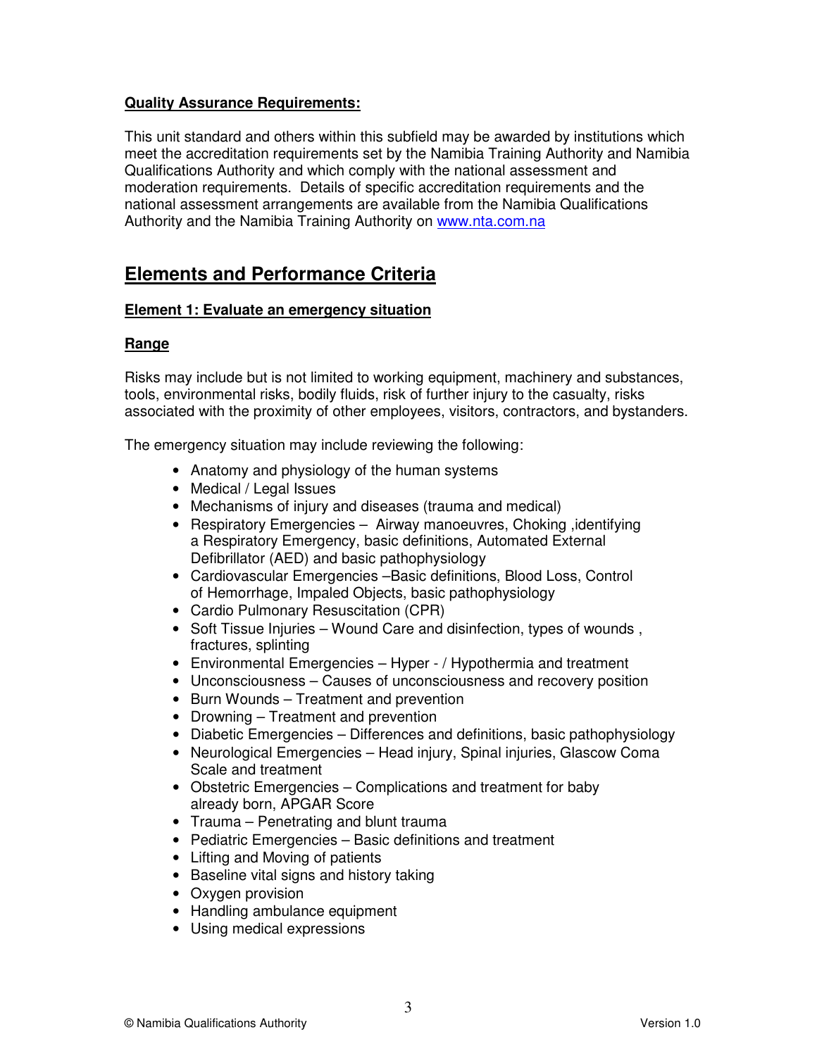**Quality Assurance Requirements:**

This unit standard and others within this subfield may be awarded by institutions which meet the accreditation requirements set by the Namibia Training Authority and Namibia Qualifications Authority and which comply with the national assessment and moderation requirements. Details of specific accreditation requirements and the national assessment arrangements are available from the Namibia Qualifications Authority and the Namibia Training Authority on [www.nta.com.na](www.nta.com.na)

## Elements and Performance Criteria

**Element 1: Evaluate an emergency situation**

**Range**

Risks may include but is not limited to working equipment, machinery and substances, tools, environmental risks, bodily fluids, risk of further injury to the casualty, risks associated with the proximity of other employees, visitors, contractors, and bystanders.

The emergency situation may include reviewing the following:

- Anatomy and physiology of the human systems
- Medical / Legal Issues
- Mechanisms of injury and diseases (trauma and medical)
- Respiratory Emergencies – Airway manoeuvres, Choking ,identifying a Respiratory Emergency, basic definitions, Automated External Defibrillator (AED) and basic pathophysiology
- Cardiovascular Emergencies –Basic definitions, Blood Loss, Control of Hemorrhage, Impaled Objects, basic pathophysiology
- Cardio Pulmonary Resuscitation (CPR)
- Soft Tissue Injuries – Wound Care and disinfection, types of wounds , fractures, splinting
- Environmental Emergencies – Hyper - / Hypothermia and treatment
- Unconsciousness – Causes of unconsciousness and recovery position
- Burn Wounds – Treatment and prevention
- Drowning – Treatment and prevention
- Diabetic Emergencies – Differences and definitions, basic pathophysiology
- Neurological Emergencies – Head injury, Spinal injuries, Glascow Coma Scale and treatment
- Obstetric Emergencies – Complications and treatment for baby already born, APGAR Score
- Trauma – Penetrating and blunt trauma
- Pediatric Emergencies – Basic definitions and treatment
- Lifting and Moving of patients
- Baseline vital signs and history taking
- Oxygen provision
- Handling ambulance equipment
- Using medical expressions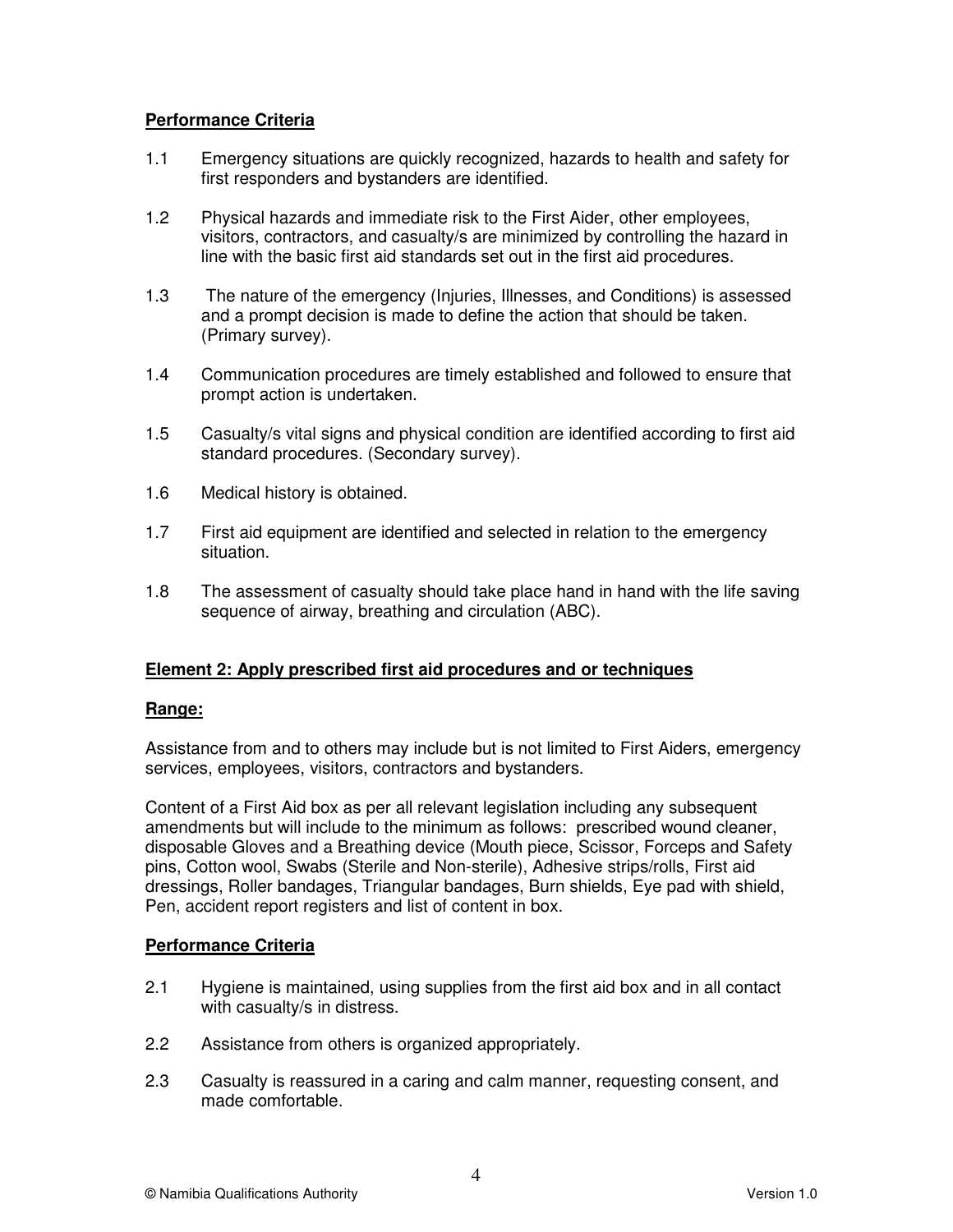**Performance Criteria**

1.1 Emergency situations are quickly recognized, hazards to health and safety for first responders and bystanders are identified.

1.2 Physical hazards and immediate risk to the First Aider, other employees, visitors, contractors, and casualty/s are minimized by controlling the hazard in line with the basic first aid standards set out in the first aid procedures.

1.3 The nature of the emergency (Injuries, Illnesses, and Conditions) is assessed and a prompt decision is made to define the action that should be taken. (Primary survey).

1.4 Communication procedures are timely established and followed to ensure that prompt action is undertaken.

1.5 Casualty/s vital signs and physical condition are identified according to first aid standard procedures. (Secondary survey).

1.6 Medical history is obtained.

1.7 First aid equipment are identified and selected in relation to the emergency situation.

1.8 The assessment of casualty should take place hand in hand with the life saving sequence of airway, breathing and circulation (ABC).

**Element 2: Apply prescribed first aid procedures and or techniques**

**Range:**

Assistance from and to others may include but is not limited to First Aiders, emergency services, employees, visitors, contractors and bystanders.

Content of a First Aid box as per all relevant legislation including any subsequent amendments but will include to the minimum as follows: prescribed wound cleaner, disposable Gloves and a Breathing device (Mouth piece, Scissor, Forceps and Safety pins, Cotton wool, Swabs (Sterile and Non-sterile), Adhesive strips/rolls, First aid dressings, Roller bandages, Triangular bandages, Burn shields, Eye pad with shield, Pen, accident report registers and list of content in box.

**Performance Criteria**

2.1 Hygiene is maintained, using supplies from the first aid box and in all contact with casualty/s in distress.

2.2 Assistance from others is organized appropriately.

2.3 Casualty is reassured in a caring and calm manner, requesting consent, and made comfortable.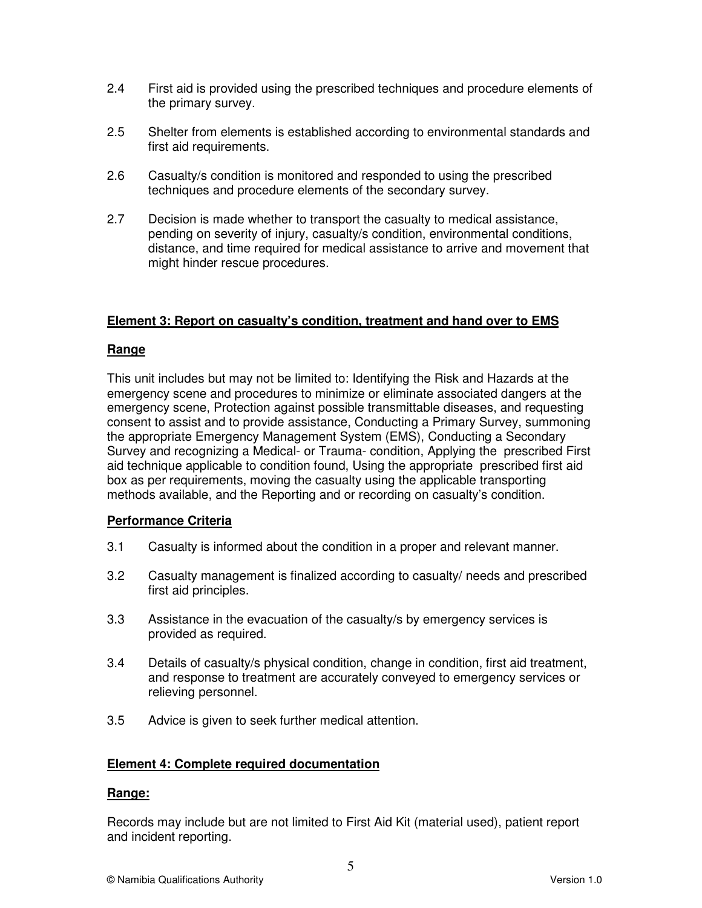2.4 First aid is provided using the prescribed techniques and procedure elements of the primary survey.

2.5 Shelter from elements is established according to environmental standards and first aid requirements.

2.6 Casualty/s condition is monitored and responded to using the prescribed techniques and procedure elements of the secondary survey.

2.7 Decision is made whether to transport the casualty to medical assistance, pending on severity of injury, casualty/s condition, environmental conditions, distance, and time required for medical assistance to arrive and movement that might hinder rescue procedures.

**Element 3: Report on casualty's condition, treatment and hand over to EMS**

**Range**

This unit includes but may not be limited to: Identifying the Risk and Hazards at the emergency scene and procedures to minimize or eliminate associated dangers at the emergency scene, Protection against possible transmittable diseases, and requesting consent to assist and to provide assistance, Conducting a Primary Survey, summoning the appropriate Emergency Management System (EMS), Conducting a Secondary Survey and recognizing a Medical- or Trauma- condition, Applying the prescribed First aid technique applicable to condition found, Using the appropriate prescribed first aid box as per requirements, moving the casualty using the applicable transporting methods available, and the Reporting and or recording on casualty's condition.

**Performance Criteria**

3.1 Casualty is informed about the condition in a proper and relevant manner.

3.2 Casualty management is finalized according to casualty/ needs and prescribed first aid principles.

3.3 Assistance in the evacuation of the casualty/s by emergency services is provided as required.

3.4 Details of casualty/s physical condition, change in condition, first aid treatment, and response to treatment are accurately conveyed to emergency services or relieving personnel.

3.5 Advice is given to seek further medical attention.

**Element 4: Complete required documentation**

**Range:**

Records may include but are not limited to First Aid Kit (material used), patient report and incident reporting.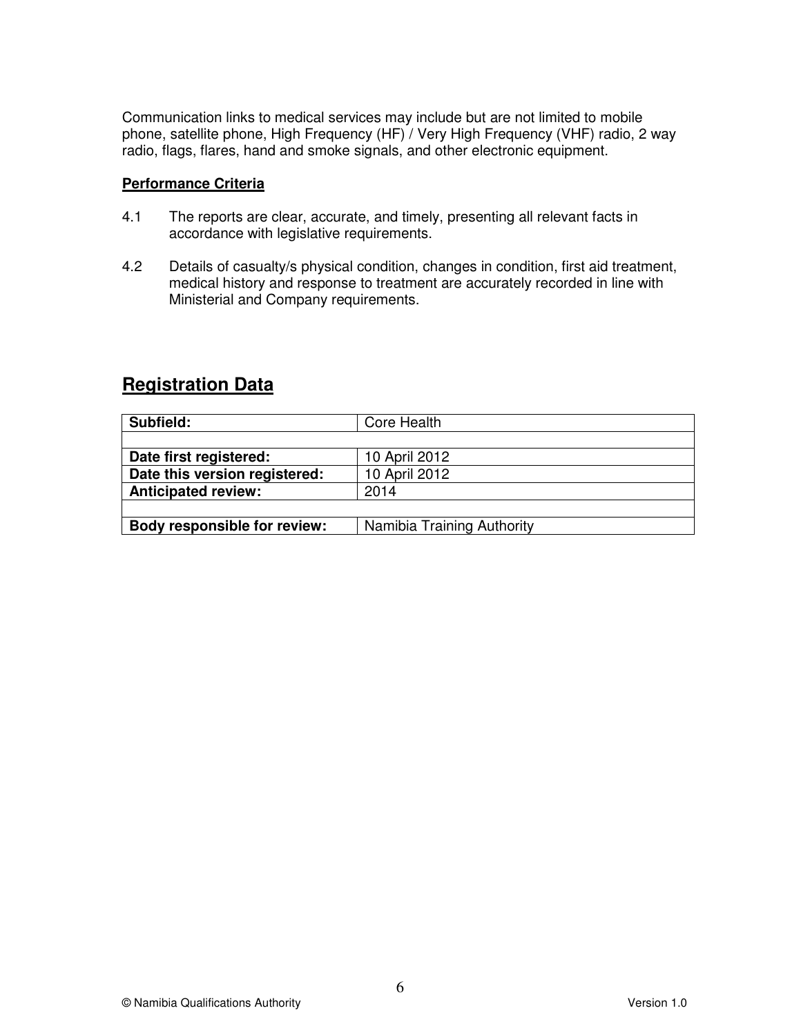Communication links to medical services may include but are not limited to mobile phone, satellite phone, High Frequency (HF) / Very High Frequency (VHF) radio, 2 way radio, flags, flares, hand and smoke signals, and other electronic equipment.

**Performance Criteria**

4.1 The reports are clear, accurate, and timely, presenting all relevant facts in accordance with legislative requirements.

4.2 Details of casualty/s physical condition, changes in condition, first aid treatment, medical history and response to treatment are accurately recorded in line with Ministerial and Company requirements.

## Registration Data

| | |
|---|---|
| **Subfield:** | Core Health |
| | |
| **Date first registered:** | 10 April 2012 |
| **Date this version registered:** | 10 April 2012 |
| **Anticipated review:** | 2014 |
| | |
| **Body responsible for review:** | Namibia Training Authority |